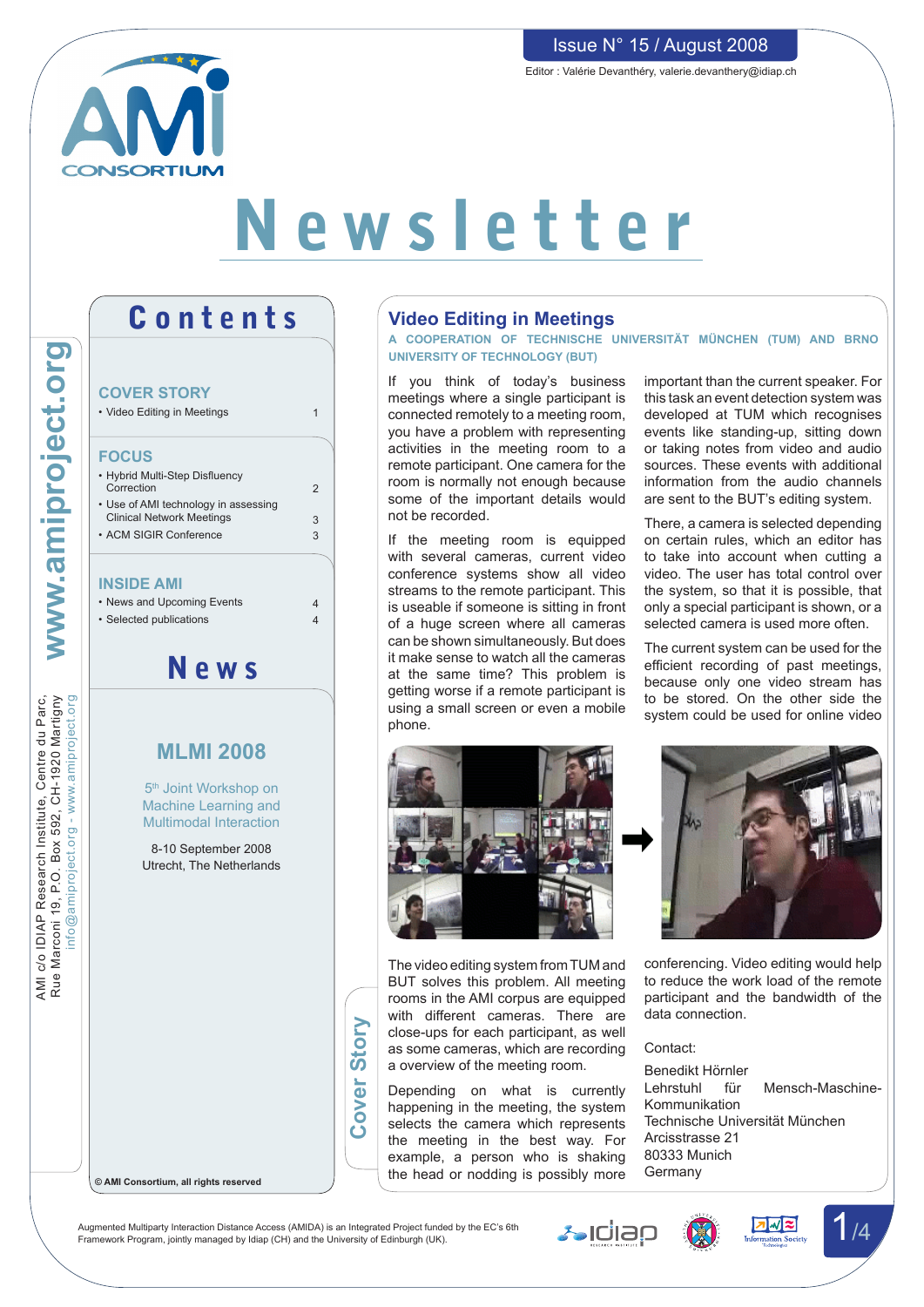# Newsletter

Issue N° 15 / August 2008

Editor : Valérie Devanthéry, valerie.devanthery@idiap.ch

AMI CONSORTIUM

www.amiproject.org

AMI c/o IDIAP Research Institute, Centre du Parc, Rue Marconi 19, P.O. Box 592, CH-1920 Martigny
info@amiproject.org - www.amiproject.org

## Contents

**COVER STORY**

- Video Editing in Meetings — 1

**FOCUS**

- Hybrid Multi-Step Disfluency Correction — 2
- Use of AMI technology in assessing Clinical Network Meetings — 3
- ACM SIGIR Conference — 3

**INSIDE AMI**

- News and Upcoming Events — 4
- Selected publications — 4

## News

### MLMI 2008

5th Joint Workshop on Machine Learning and Multimodal Interaction

8-10 September 2008
Utrecht, The Netherlands

© AMI Consortium, all rights reserved

## Video Editing in Meetings

**A COOPERATION OF TECHNISCHE UNIVERSITÄT MÜNCHEN (TUM) AND BRNO UNIVERSITY OF TECHNOLOGY (BUT)**

If you think of today's business meetings where a single participant is connected remotely to a meeting room, you have a problem with representing activities in the meeting room to a remote participant. One camera for the room is normally not enough because some of the important details would not be recorded.

If the meeting room is equipped with several cameras, current video conference systems show all video streams to the remote participant. This is useable if someone is sitting in front of a huge screen where all cameras can be shown simultaneously. But does it make sense to watch all the cameras at the same time? This problem is getting worse if a remote participant is using a small screen or even a mobile phone.

important than the current speaker. For this task an event detection system was developed at TUM which recognises events like standing-up, sitting down or taking notes from video and audio sources. These events with additional information from the audio channels are sent to the BUT's editing system.

There, a camera is selected depending on certain rules, which an editor has to take into account when cutting a video. The user has total control over the system, so that it is possible, that only a special participant is shown, or a selected camera is used more often.

The current system can be used for the efficient recording of past meetings, because only one video stream has to be stored. On the other side the system could be used for online video

The video editing system from TUM and BUT solves this problem. All meeting rooms in the AMI corpus are equipped with different cameras. There are close-ups for each participant, as well as some cameras, which are recording a overview of the meeting room.

Depending on what is currently happening in the meeting, the system selects the camera which represents the meeting in the best way. For example, a person who is shaking the head or nodding is possibly more

conferencing. Video editing would help to reduce the work load of the remote participant and the bandwidth of the data connection.

Contact:

Benedikt Hörnler
Lehrstuhl für Mensch-Maschine-Kommunikation
Technische Universität München
Arcisstrasse 21
80333 Munich
Germany

Augmented Multiparty Interaction Distance Access (AMIDA) is an Integrated Project funded by the EC's 6th Framework Program, jointly managed by Idiap (CH) and the University of Edinburgh (UK).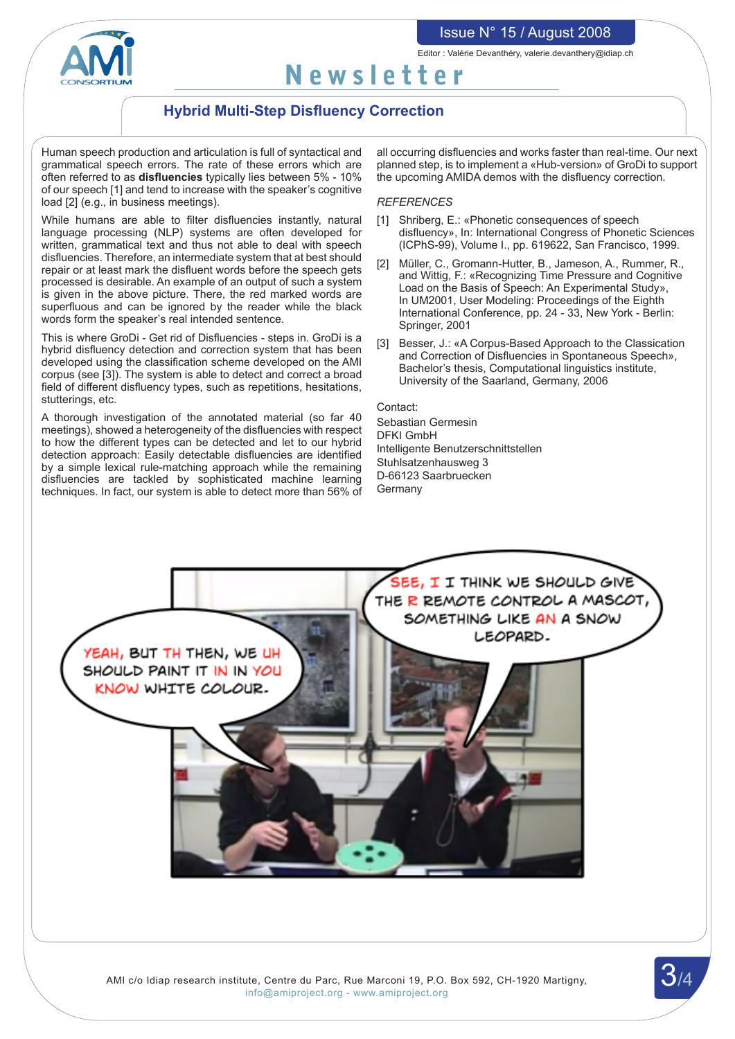## Hybrid Multi-Step Disfluency Correction

Human speech production and articulation is full of syntactical and grammatical speech errors. The rate of these errors which are often referred to as **disfluencies** typically lies between 5% - 10% of our speech [1] and tend to increase with the speaker's cognitive load [2] (e.g., in business meetings).

While humans are able to filter disfluencies instantly, natural language processing (NLP) systems are often developed for written, grammatical text and thus not able to deal with speech disfluencies. Therefore, an intermediate system that at best should repair or at least mark the disfluent words before the speech gets processed is desirable. An example of an output of such a system is given in the above picture. There, the red marked words are superfluous and can be ignored by the reader while the black words form the speaker's real intended sentence.

This is where GroDi - Get rid of Disfluencies - steps in. GroDi is a hybrid disfluency detection and correction system that has been developed using the classification scheme developed on the AMI corpus (see [3]). The system is able to detect and correct a broad field of different disfluency types, such as repetitions, hesitations, stutterings, etc.

A thorough investigation of the annotated material (so far 40 meetings), showed a heterogeneity of the disfluencies with respect to how the different types can be detected and let to our hybrid detection approach: Easily detectable disfluencies are identified by a simple lexical rule-matching approach while the remaining disfluencies are tackled by sophisticated machine learning techniques. In fact, our system is able to detect more than 56% of all occurring disfluencies and works faster than real-time. Our next planned step, is to implement a «Hub-version» of GroDi to support the upcoming AMIDA demos with the disfluency correction.

*REFERENCES*

[1] Shriberg, E.: «Phonetic consequences of speech disfluency», In: International Congress of Phonetic Sciences (ICPhS-99), Volume I., pp. 619622, San Francisco, 1999.

[2] Müller, C., Gromann-Hutter, B., Jameson, A., Rummer, R., and Wittig, F.: «Recognizing Time Pressure and Cognitive Load on the Basis of Speech: An Experimental Study», In UM2001, User Modeling: Proceedings of the Eighth International Conference, pp. 24 - 33, New York - Berlin: Springer, 2001

[3] Besser, J.: «A Corpus-Based Approach to the Classication and Correction of Disfluencies in Spontaneous Speech», Bachelor's thesis, Computational linguistics institute, University of the Saarland, Germany, 2006

Contact:
Sebastian Germesin
DFKI GmbH
Intelligente Benutzerschnittstellen
Stuhlsatzenhausweg 3
D-66123 Saarbruecken
Germany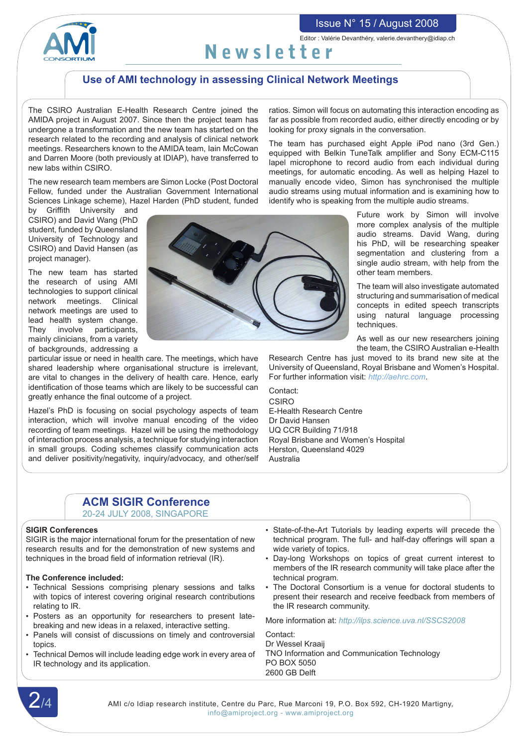## Use of AMI technology in assessing Clinical Network Meetings

The CSIRO Australian E-Health Research Centre joined the AMIDA project in August 2007. Since then the project team has undergone a transformation and the new team has started on the research related to the recording and analysis of clinical network meetings. Researchers known to the AMIDA team, Iain McCowan and Darren Moore (both previously at IDIAP), have transferred to new labs within CSIRO.

The new research team members are Simon Locke (Post Doctoral Fellow, funded under the Australian Government International Sciences Linkage scheme), Hazel Harden (PhD student, funded by Griffith University and CSIRO) and David Wang (PhD student, funded by Queensland University of Technology and CSIRO) and David Hansen (as project manager).

The new team has started the research of using AMI technologies to support clinical network meetings. Clinical network meetings are used to lead health system change. They involve participants, mainly clinicians, from a variety of backgrounds, addressing a particular issue or need in health care. The meetings, which have shared leadership where organisational structure is irrelevant, are vital to changes in the delivery of health care. Hence, early identification of those teams which are likely to be successful can greatly enhance the final outcome of a project.

Hazel's PhD is focusing on social psychology aspects of team interaction, which will involve manual encoding of the video recording of team meetings. Hazel will be using the methodology of interaction process analysis, a technique for studying interaction in small groups. Coding schemes classify communication acts and deliver positivity/negativity, inquiry/advocacy, and other/self ratios. Simon will focus on automating this interaction encoding as far as possible from recorded audio, either directly encoding or by looking for proxy signals in the conversation.

The team has purchased eight Apple iPod nano (3rd Gen.) equipped with Belkin TuneTalk amplifier and Sony ECM-C115 lapel microphone to record audio from each individual during meetings, for automatic encoding. As well as helping Hazel to manually encode video, Simon has synchronised the multiple audio streams using mutual information and is examining how to identify who is speaking from the multiple audio streams.

Future work by Simon will involve more complex analysis of the multiple audio streams. David Wang, during his PhD, will be researching speaker segmentation and clustering from a single audio stream, with help from the other team members.

The team will also investigate automated structuring and summarisation of medical concepts in edited speech transcripts using natural language processing techniques.

As well as our new researchers joining the team, the CSIRO Australian e-Health Research Centre has just moved to its brand new site at the University of Queensland, Royal Brisbane and Women's Hospital. For further information visit: http://aehrc.com.

Contact:
CSIRO
E-Health Research Centre
Dr David Hansen
UQ CCR Building 71/918
Royal Brisbane and Women's Hospital
Herston, Queensland 4029
Australia

## ACM SIGIR Conference

20-24 JULY 2008, SINGAPORE

**SIGIR Conferences**

SIGIR is the major international forum for the presentation of new research results and for the demonstration of new systems and techniques in the broad field of information retrieval (IR).

**The Conference included:**

- Technical Sessions comprising plenary sessions and talks with topics of interest covering original research contributions relating to IR.
- Posters as an opportunity for researchers to present late-breaking and new ideas in a relaxed, interactive setting.
- Panels will consist of discussions on timely and controversial topics.
- Technical Demos will include leading edge work in every area of IR technology and its application.
- State-of-the-Art Tutorials by leading experts will precede the technical program. The full- and half-day offerings will span a wide variety of topics.
- Day-long Workshops on topics of great current interest to members of the IR research community will take place after the technical program.
- The Doctoral Consortium is a venue for doctoral students to present their research and receive feedback from members of the IR research community.

More information at: http://ilps.science.uva.nl/SSCS2008

Contact:
Dr Wessel Kraaij
TNO Information and Communication Technology
PO BOX 5050
2600 GB Delft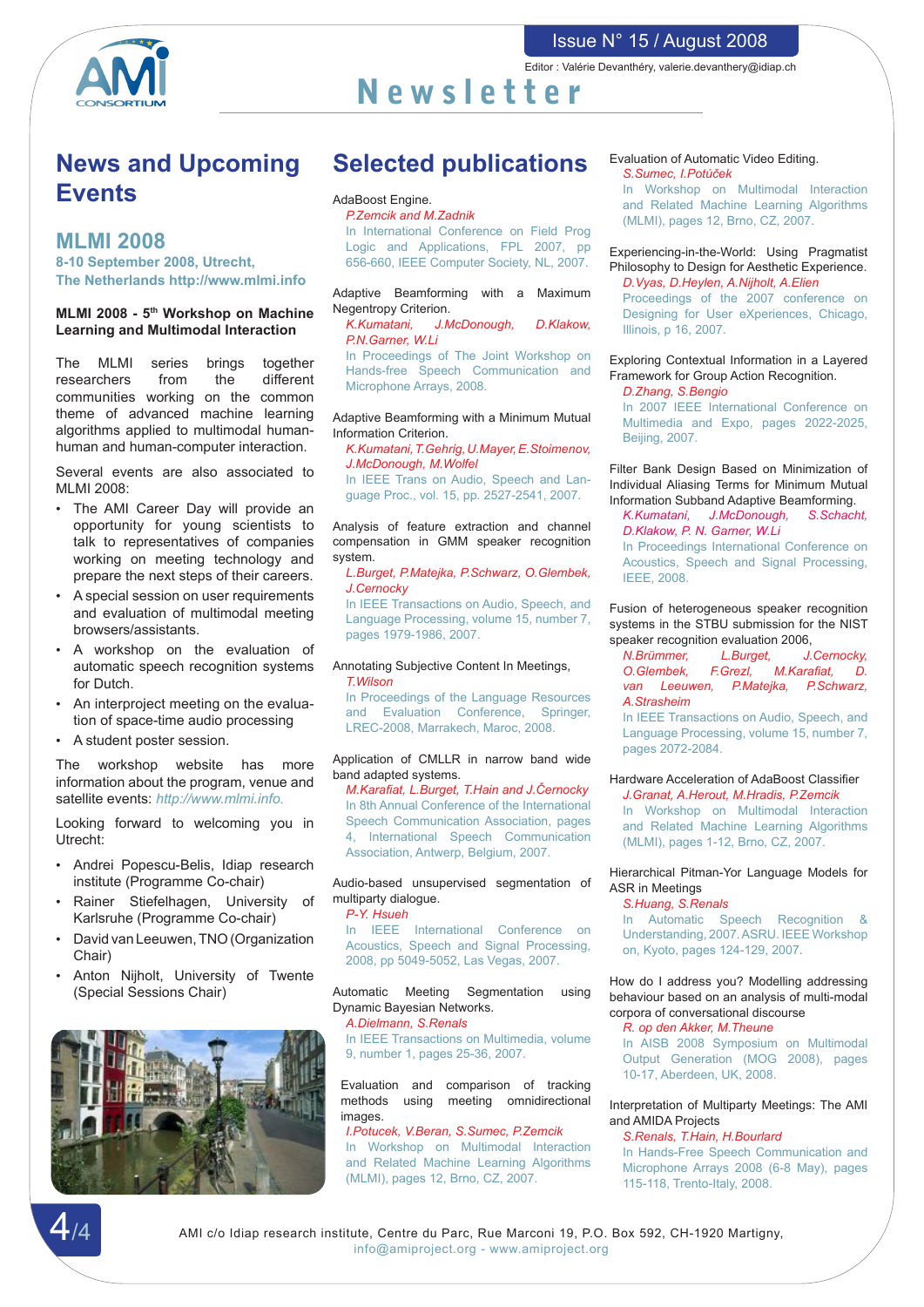Issue N° 15 / August 2008

Editor : Valérie Devanthéry, valerie.devanthery@idiap.ch

# Newsletter

## News and Upcoming Events

### MLMI 2008

**8-10 September 2008, Utrecht, The Netherlands http://www.mlmi.info**

**MLMI 2008 - 5th Workshop on Machine Learning and Multimodal Interaction**

The MLMI series brings together researchers from the different communities working on the common theme of advanced machine learning algorithms applied to multimodal human-human and human-computer interaction.

Several events are also associated to MLMI 2008:

- The AMI Career Day will provide an opportunity for young scientists to talk to representatives of companies working on meeting technology and prepare the next steps of their careers.
- A special session on user requirements and evaluation of multimodal meeting browsers/assistants.
- A workshop on the evaluation of automatic speech recognition systems for Dutch.
- An interproject meeting on the evaluation of space-time audio processing
- A student poster session.

The workshop website has more information about the program, venue and satellite events: *http://www.mlmi.info.*

Looking forward to welcoming you in Utrecht:

- Andrei Popescu-Belis, Idiap research institute (Programme Co-chair)
- Rainer Stiefelhagen, University of Karlsruhe (Programme Co-chair)
- David van Leeuwen, TNO (Organization Chair)
- Anton Nijholt, University of Twente (Special Sessions Chair)

## Selected publications

AdaBoost Engine.
*P.Zemcik and M.Zadnik*
In International Conference on Field Prog Logic and Applications, FPL 2007, pp 656-660, IEEE Computer Society, NL, 2007.

Adaptive Beamforming with a Maximum Negentropy Criterion.
*K.Kumatani, J.McDonough, D.Klakow, P.N.Garner, W.Li*
In Proceedings of The Joint Workshop on Hands-free Speech Communication and Microphone Arrays, 2008.

Adaptive Beamforming with a Minimum Mutual Information Criterion.
*K.Kumatani, T.Gehrig, U.Mayer, E.Stoimenov, J.McDonough, M.Wolfel*
In IEEE Trans on Audio, Speech and Language Proc., vol. 15, pp. 2527-2541, 2007.

Analysis of feature extraction and channel compensation in GMM speaker recognition system.
*L.Burget, P.Matejka, P.Schwarz, O.Glembek, J.Cernocky*
In IEEE Transactions on Audio, Speech, and Language Processing, volume 15, number 7, pages 1979-1986, 2007.

Annotating Subjective Content In Meetings,
*T.Wilson*
In Proceedings of the Language Resources and Evaluation Conference, Springer, LREC-2008, Marrakech, Maroc, 2008.

Application of CMLLR in narrow band wide band adapted systems.
*M.Karafiat, L.Burget, T.Hain and J.Černocky*
In 8th Annual Conference of the International Speech Communication Association, pages 4, International Speech Communication Association, Antwerp, Belgium, 2007.

Audio-based unsupervised segmentation of multiparty dialogue.
*P-Y. Hsueh*
In IEEE International Conference on Acoustics, Speech and Signal Processing, 2008, pp 5049-5052, Las Vegas, 2007.

Automatic Meeting Segmentation using Dynamic Bayesian Networks.
*A.Dielmann, S.Renals*
In IEEE Transactions on Multimedia, volume 9, number 1, pages 25-36, 2007.

Evaluation and comparison of tracking methods using meeting omnidirectional images.
*I.Potucek, V.Beran, S.Sumec, P.Zemcik*
In Workshop on Multimodal Interaction and Related Machine Learning Algorithms (MLMI), pages 12, Brno, CZ, 2007.

Evaluation of Automatic Video Editing.
*S.Sumec, I.Potůček*
In Workshop on Multimodal Interaction and Related Machine Learning Algorithms (MLMI), pages 12, Brno, CZ, 2007.

Experiencing-in-the-World: Using Pragmatist Philosophy to Design for Aesthetic Experience.
*D.Vyas, D.Heylen, A.Nijholt, A.Elien*
Proceedings of the 2007 conference on Designing for User eXperiences, Chicago, Illinois, p 16, 2007.

Exploring Contextual Information in a Layered Framework for Group Action Recognition.
*D.Zhang, S.Bengio*
In 2007 IEEE International Conference on Multimedia and Expo, pages 2022-2025, Beijing, 2007.

Filter Bank Design Based on Minimization of Individual Aliasing Terms for Minimum Mutual Information Subband Adaptive Beamforming.
*K.Kumatani, J.McDonough, S.Schacht, D.Klakow, P. N. Garner, W.Li*
In Proceedings International Conference on Acoustics, Speech and Signal Processing, IEEE, 2008.

Fusion of heterogeneous speaker recognition systems in the STBU submission for the NIST speaker recognition evaluation 2006,
*N.Brümmer, L.Burget, J.Cernocky, O.Glembek, F.Grezl, M.Karafiat, D. van Leeuwen, P.Matejka, P.Schwarz, A.Strasheim*
In IEEE Transactions on Audio, Speech, and Language Processing, volume 15, number 7, pages 2072-2084.

Hardware Acceleration of AdaBoost Classifier
*J.Granat, A.Herout, M.Hradis, P.Zemcik*
In Workshop on Multimodal Interaction and Related Machine Learning Algorithms (MLMI), pages 1-12, Brno, CZ, 2007.

Hierarchical Pitman-Yor Language Models for ASR in Meetings
*S.Huang, S.Renals*
In Automatic Speech Recognition & Understanding, 2007. ASRU. IEEE Workshop on, Kyoto, pages 124-129, 2007.

How do I address you? Modelling addressing behaviour based on an analysis of multi-modal corpora of conversational discourse
*R. op den Akker, M.Theune*
In AISB 2008 Symposium on Multimodal Output Generation (MOG 2008), pages 10-17, Aberdeen, UK, 2008.

Interpretation of Multiparty Meetings: The AMI and AMIDA Projects
*S.Renals, T.Hain, H.Bourlard*
In Hands-Free Speech Communication and Microphone Arrays 2008 (6-8 May), pages 115-118, Trento-Italy, 2008.

AMI c/o Idiap research institute, Centre du Parc, Rue Marconi 19, P.O. Box 592, CH-1920 Martigny,
info@amiproject.org - www.amiproject.org